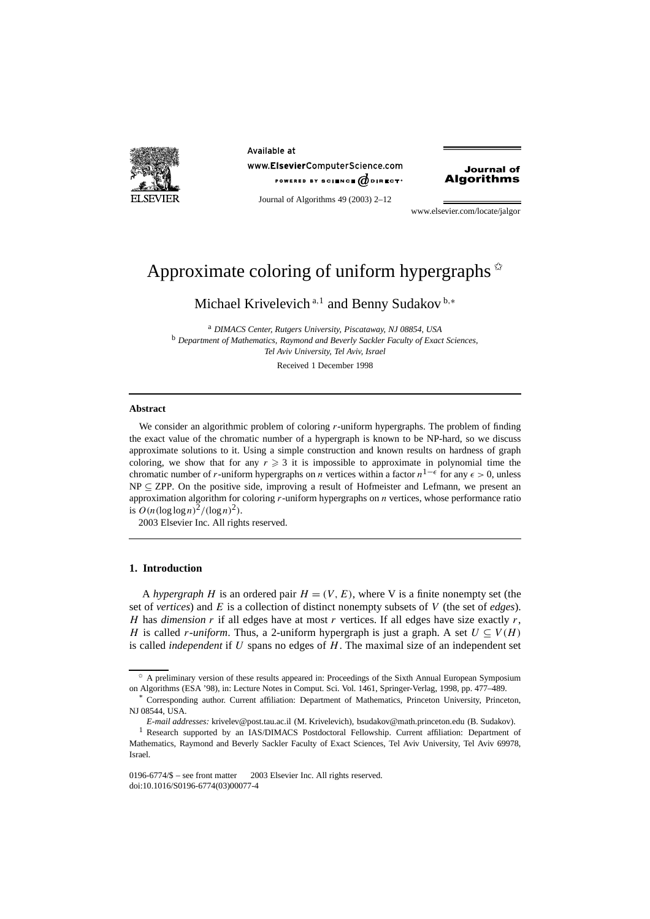# Approximate coloring of uniform hypergraphs ☆

Michael Krivelevich [a,1] and Benny Sudakov [b,*]

[a] *DIMACS Center, Rutgers University, Piscataway, NJ 08854, USA*
[b] *Department of Mathematics, Raymond and Beverly Sackler Faculty of Exact Sciences, Tel Aviv University, Tel Aviv, Israel*

Received 1 December 1998

---

**Abstract**

We consider an algorithmic problem of coloring $r$-uniform hypergraphs. The problem of finding the exact value of the chromatic number of a hypergraph is known to be NP-hard, so we discuss approximate solutions to it. Using a simple construction and known results on hardness of graph coloring, we show that for any $r \geqslant 3$ it is impossible to approximate in polynomial time the chromatic number of $r$-uniform hypergraphs on $n$ vertices within a factor $n^{1-\epsilon}$ for any $\epsilon > 0$, unless $\mathrm{NP} \subseteq \mathrm{ZPP}$. On the positive side, improving a result of Hofmeister and Lefmann, we present an approximation algorithm for coloring $r$-uniform hypergraphs on $n$ vertices, whose performance ratio is $O(n(\log\log n)^2/(\log n)^2)$.

2003 Elsevier Inc. All rights reserved.

---

## 1. Introduction

A *hypergraph H* is an ordered pair $H = (V, E)$, where V is a finite nonempty set (the set of *vertices*) and $E$ is a collection of distinct nonempty subsets of $V$ (the set of *edges*). $H$ has *dimension r* if all edges have at most $r$ vertices. If all edges have size exactly $r$, $H$ is called *r-uniform*. Thus, a 2-uniform hypergraph is just a graph. A set $U \subseteq V(H)$ is called *independent* if $U$ spans no edges of $H$. The maximal size of an independent set

---

☆ A preliminary version of these results appeared in: Proceedings of the Sixth Annual European Symposium on Algorithms (ESA '98), in: Lecture Notes in Comput. Sci. Vol. 1461, Springer-Verlag, 1998, pp. 477–489.

\* Corresponding author. Current affiliation: Department of Mathematics, Princeton University, Princeton, NJ 08544, USA.

*E-mail addresses:* krivelev@post.tau.ac.il (M. Krivelevich), bsudakov@math.princeton.edu (B. Sudakov).

[1] Research supported by an IAS/DIMACS Postdoctoral Fellowship. Current affiliation: Department of Mathematics, Raymond and Beverly Sackler Faculty of Exact Sciences, Tel Aviv University, Tel Aviv 69978, Israel.

0196-6774/$ – see front matter 2003 Elsevier Inc. All rights reserved.
doi:10.1016/S0196-6774(03)00077-4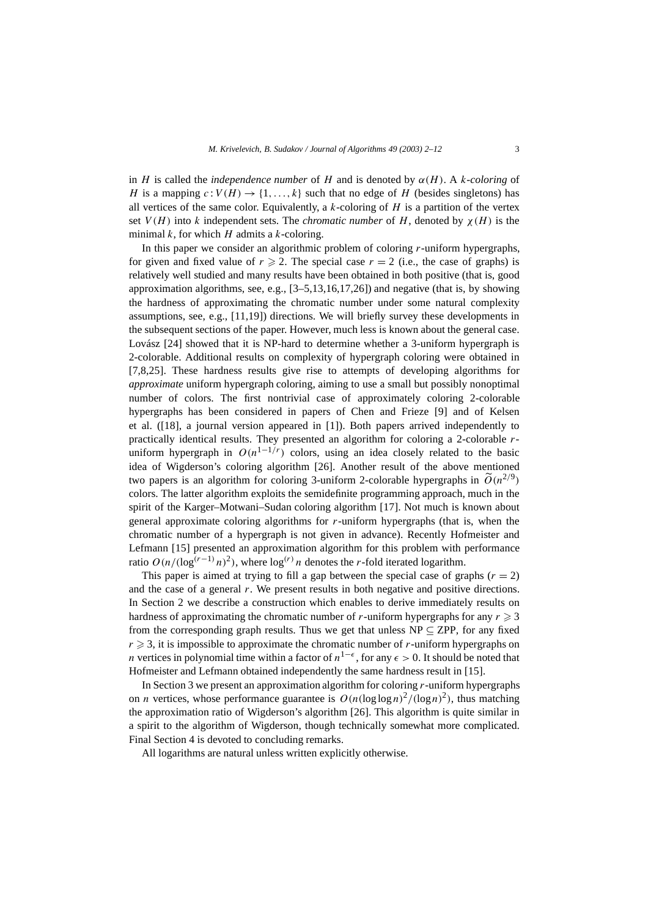in $H$ is called the *independence number* of $H$ and is denoted by $\alpha(H)$. A *$k$-coloring* of $H$ is a mapping $c : V(H) \to \{1, \dots, k\}$ such that no edge of $H$ (besides singletons) has all vertices of the same color. Equivalently, a $k$-coloring of $H$ is a partition of the vertex set $V(H)$ into $k$ independent sets. The *chromatic number* of $H$, denoted by $\chi(H)$ is the minimal $k$, for which $H$ admits a $k$-coloring.

In this paper we consider an algorithmic problem of coloring $r$-uniform hypergraphs, for given and fixed value of $r \geqslant 2$. The special case $r = 2$ (i.e., the case of graphs) is relatively well studied and many results have been obtained in both positive (that is, good approximation algorithms, see, e.g., [3–5,13,16,17,26]) and negative (that is, by showing the hardness of approximating the chromatic number under some natural complexity assumptions, see, e.g., [11,19]) directions. We will briefly survey these developments in the subsequent sections of the paper. However, much less is known about the general case. Lovász [24] showed that it is NP-hard to determine whether a 3-uniform hypergraph is 2-colorable. Additional results on complexity of hypergraph coloring were obtained in [7,8,25]. These hardness results give rise to attempts of developing algorithms for *approximate* uniform hypergraph coloring, aiming to use a small but possibly nonoptimal number of colors. The first nontrivial case of approximately coloring 2-colorable hypergraphs has been considered in papers of Chen and Frieze [9] and of Kelsen et al. ([18], a journal version appeared in [1]). Both papers arrived independently to practically identical results. They presented an algorithm for coloring a 2-colorable $r$-uniform hypergraph in $O(n^{1-1/r})$ colors, using an idea closely related to the basic idea of Wigderson's coloring algorithm [26]. Another result of the above mentioned two papers is an algorithm for coloring 3-uniform 2-colorable hypergraphs in $\widetilde{O}(n^{2/9})$ colors. The latter algorithm exploits the semidefinite programming approach, much in the spirit of the Karger–Motwani–Sudan coloring algorithm [17]. Not much is known about general approximate coloring algorithms for $r$-uniform hypergraphs (that is, when the chromatic number of a hypergraph is not given in advance). Recently Hofmeister and Lefmann [15] presented an approximation algorithm for this problem with performance ratio $O(n/(\log^{(r-1)} n)^2)$, where $\log^{(r)} n$ denotes the $r$-fold iterated logarithm.

This paper is aimed at trying to fill a gap between the special case of graphs ($r = 2$) and the case of a general $r$. We present results in both negative and positive directions. In Section 2 we describe a construction which enables to derive immediately results on hardness of approximating the chromatic number of $r$-uniform hypergraphs for any $r \geqslant 3$ from the corresponding graph results. Thus we get that unless NP $\subseteq$ ZPP, for any fixed $r \geqslant 3$, it is impossible to approximate the chromatic number of $r$-uniform hypergraphs on $n$ vertices in polynomial time within a factor of $n^{1-\epsilon}$, for any $\epsilon > 0$. It should be noted that Hofmeister and Lefmann obtained independently the same hardness result in [15].

In Section 3 we present an approximation algorithm for coloring $r$-uniform hypergraphs on $n$ vertices, whose performance guarantee is $O(n(\log\log n)^2/(\log n)^2)$, thus matching the approximation ratio of Wigderson's algorithm [26]. This algorithm is quite similar in a spirit to the algorithm of Wigderson, though technically somewhat more complicated. Final Section 4 is devoted to concluding remarks.

All logarithms are natural unless written explicitly otherwise.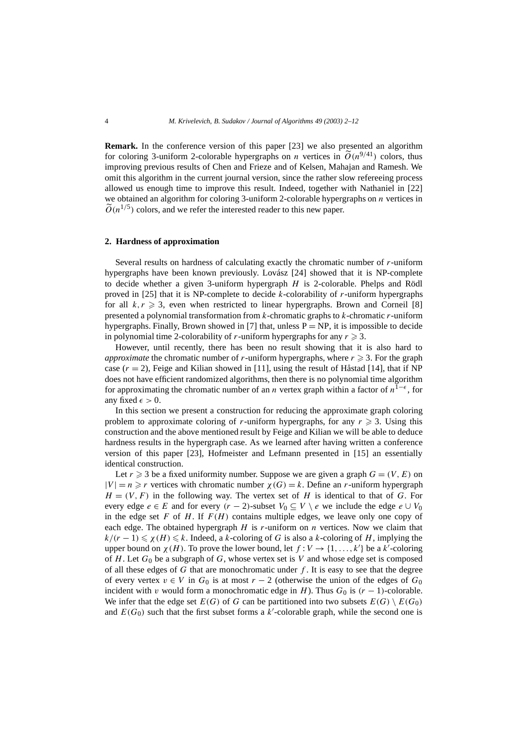**Remark.** In the conference version of this paper [23] we also presented an algorithm for coloring 3-uniform 2-colorable hypergraphs on $n$ vertices in $\widetilde{O}(n^{9/41})$ colors, thus improving previous results of Chen and Frieze and of Kelsen, Mahajan and Ramesh. We omit this algorithm in the current journal version, since the rather slow refereeing process allowed us enough time to improve this result. Indeed, together with Nathaniel in [22] we obtained an algorithm for coloring 3-uniform 2-colorable hypergraphs on $n$ vertices in $\widetilde{O}(n^{1/5})$ colors, and we refer the interested reader to this new paper.

## 2. Hardness of approximation

Several results on hardness of calculating exactly the chromatic number of $r$-uniform hypergraphs have been known previously. Lovász [24] showed that it is NP-complete to decide whether a given 3-uniform hypergraph $H$ is 2-colorable. Phelps and Rödl proved in [25] that it is NP-complete to decide $k$-colorability of $r$-uniform hypergraphs for all $k, r \geqslant 3$, even when restricted to linear hypergraphs. Brown and Corneil [8] presented a polynomial transformation from $k$-chromatic graphs to $k$-chromatic $r$-uniform hypergraphs. Finally, Brown showed in [7] that, unless $P = NP$, it is impossible to decide in polynomial time 2-colorability of $r$-uniform hypergraphs for any $r \geqslant 3$.

However, until recently, there has been no result showing that it is also hard to *approximate* the chromatic number of $r$-uniform hypergraphs, where $r \geqslant 3$. For the graph case ($r = 2$), Feige and Kilian showed in [11], using the result of Håstad [14], that if NP does not have efficient randomized algorithms, then there is no polynomial time algorithm for approximating the chromatic number of an $n$ vertex graph within a factor of $n^{1-\epsilon}$, for any fixed $\epsilon > 0$.

In this section we present a construction for reducing the approximate graph coloring problem to approximate coloring of $r$-uniform hypergraphs, for any $r \geqslant 3$. Using this construction and the above mentioned result by Feige and Kilian we will be able to deduce hardness results in the hypergraph case. As we learned after having written a conference version of this paper [23], Hofmeister and Lefmann presented in [15] an essentially identical construction.

Let $r \geqslant 3$ be a fixed uniformity number. Suppose we are given a graph $G = (V, E)$ on $|V| = n \geqslant r$ vertices with chromatic number $\chi(G) = k$. Define an $r$-uniform hypergraph $H = (V, F)$ in the following way. The vertex set of $H$ is identical to that of $G$. For every edge $e \in E$ and for every $(r-2)$-subset $V_0 \subseteq V \setminus e$ we include the edge $e \cup V_0$ in the edge set $F$ of $H$. If $F(H)$ contains multiple edges, we leave only one copy of each edge. The obtained hypergraph $H$ is $r$-uniform on $n$ vertices. Now we claim that $k/(r-1) \leqslant \chi(H) \leqslant k$. Indeed, a $k$-coloring of $G$ is also a $k$-coloring of $H$, implying the upper bound on $\chi(H)$. To prove the lower bound, let $f: V \to \{1, \ldots, k'\}$ be a $k'$-coloring of $H$. Let $G_0$ be a subgraph of $G$, whose vertex set is $V$ and whose edge set is composed of all these edges of $G$ that are monochromatic under $f$. It is easy to see that the degree of every vertex $v \in V$ in $G_0$ is at most $r-2$ (otherwise the union of the edges of $G_0$ incident with $v$ would form a monochromatic edge in $H$). Thus $G_0$ is $(r-1)$-colorable. We infer that the edge set $E(G)$ of $G$ can be partitioned into two subsets $E(G) \setminus E(G_0)$ and $E(G_0)$ such that the first subset forms a $k'$-colorable graph, while the second one is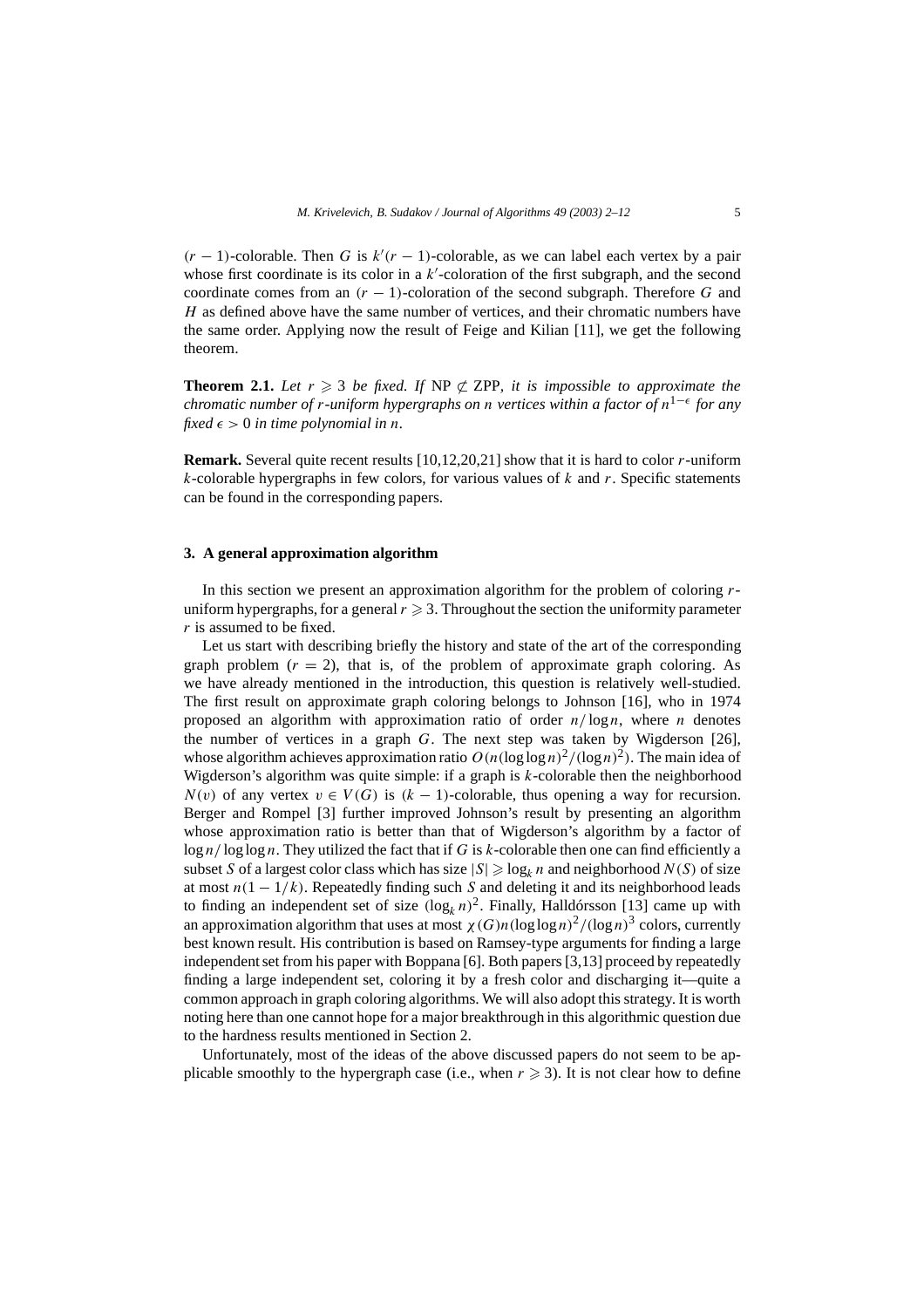$(r-1)$-colorable. Then $G$ is $k'(r-1)$-colorable, as we can label each vertex by a pair whose first coordinate is its color in a $k'$-coloration of the first subgraph, and the second coordinate comes from an $(r-1)$-coloration of the second subgraph. Therefore $G$ and $H$ as defined above have the same number of vertices, and their chromatic numbers have the same order. Applying now the result of Feige and Kilian [11], we get the following theorem.

**Theorem 2.1.** *Let $r \geqslant 3$ be fixed. If* NP $\not\subset$ ZPP*, it is impossible to approximate the chromatic number of $r$-uniform hypergraphs on $n$ vertices within a factor of $n^{1-\epsilon}$ for any fixed $\epsilon > 0$ in time polynomial in $n$.*

**Remark.** Several quite recent results [10,12,20,21] show that it is hard to color $r$-uniform $k$-colorable hypergraphs in few colors, for various values of $k$ and $r$. Specific statements can be found in the corresponding papers.

## 3. A general approximation algorithm

In this section we present an approximation algorithm for the problem of coloring $r$-uniform hypergraphs, for a general $r \geqslant 3$. Throughout the section the uniformity parameter $r$ is assumed to be fixed.

Let us start with describing briefly the history and state of the art of the corresponding graph problem ($r = 2$), that is, of the problem of approximate graph coloring. As we have already mentioned in the introduction, this question is relatively well-studied. The first result on approximate graph coloring belongs to Johnson [16], who in 1974 proposed an algorithm with approximation ratio of order $n/\log n$, where $n$ denotes the number of vertices in a graph $G$. The next step was taken by Wigderson [26], whose algorithm achieves approximation ratio $O(n(\log\log n)^2/(\log n)^2)$. The main idea of Wigderson's algorithm was quite simple: if a graph is $k$-colorable then the neighborhood $N(v)$ of any vertex $v \in V(G)$ is $(k-1)$-colorable, thus opening a way for recursion. Berger and Rompel [3] further improved Johnson's result by presenting an algorithm whose approximation ratio is better than that of Wigderson's algorithm by a factor of $\log n/\log\log n$. They utilized the fact that if $G$ is $k$-colorable then one can find efficiently a subset $S$ of a largest color class which has size $|S| \geqslant \log_k n$ and neighborhood $N(S)$ of size at most $n(1-1/k)$. Repeatedly finding such $S$ and deleting it and its neighborhood leads to finding an independent set of size $(\log_k n)^2$. Finally, Halldórsson [13] came up with an approximation algorithm that uses at most $\chi(G)n(\log\log n)^2/(\log n)^3$ colors, currently best known result. His contribution is based on Ramsey-type arguments for finding a large independent set from his paper with Boppana [6]. Both papers [3,13] proceed by repeatedly finding a large independent set, coloring it by a fresh color and discharging it—quite a common approach in graph coloring algorithms. We will also adopt this strategy. It is worth noting here than one cannot hope for a major breakthrough in this algorithmic question due to the hardness results mentioned in Section 2.

Unfortunately, most of the ideas of the above discussed papers do not seem to be applicable smoothly to the hypergraph case (i.e., when $r \geqslant 3$). It is not clear how to define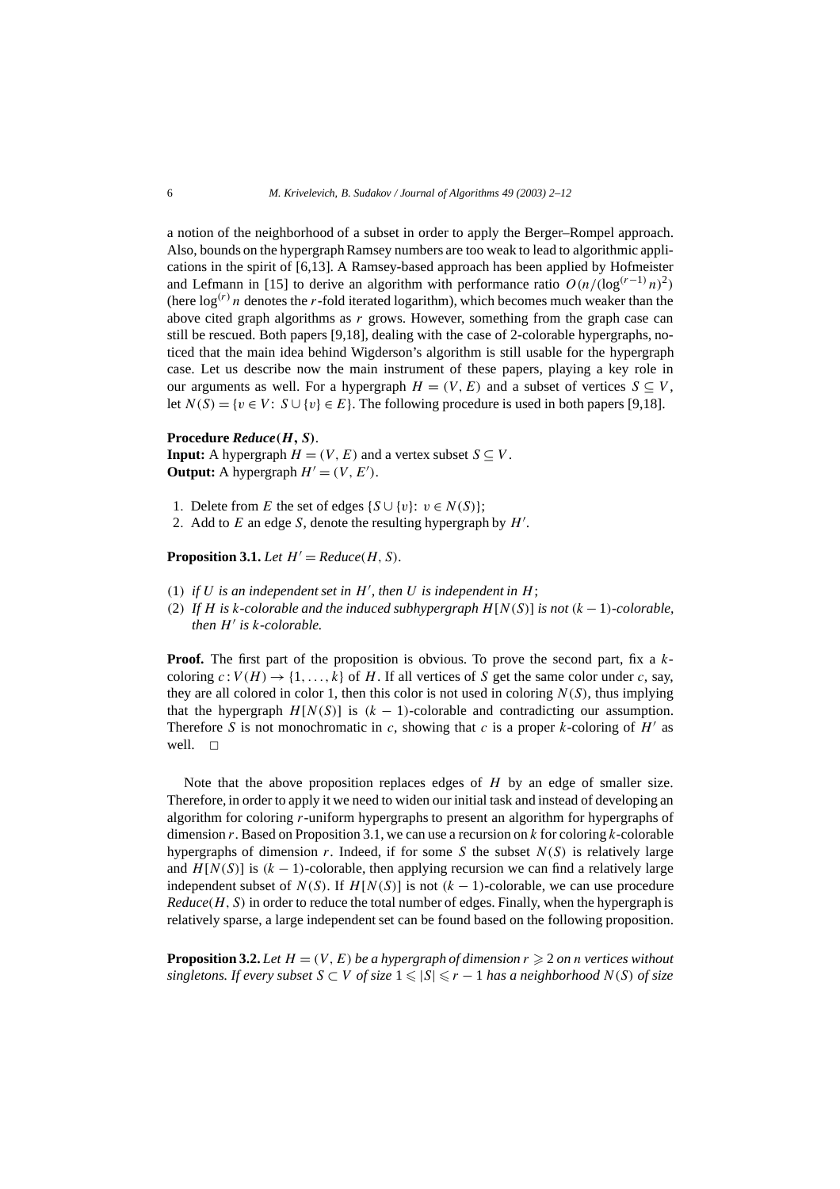a notion of the neighborhood of a subset in order to apply the Berger–Rompel approach. Also, bounds on the hypergraph Ramsey numbers are too weak to lead to algorithmic applications in the spirit of [6,13]. A Ramsey-based approach has been applied by Hofmeister and Lefmann in [15] to derive an algorithm with performance ratio $O(n/(\log^{(r-1)} n)^2)$ (here $\log^{(r)} n$ denotes the $r$-fold iterated logarithm), which becomes much weaker than the above cited graph algorithms as $r$ grows. However, something from the graph case can still be rescued. Both papers [9,18], dealing with the case of 2-colorable hypergraphs, noticed that the main idea behind Wigderson's algorithm is still usable for the hypergraph case. Let us describe now the main instrument of these papers, playing a key role in our arguments as well. For a hypergraph $H = (V, E)$ and a subset of vertices $S \subseteq V$, let $N(S) = \{v \in V\colon\ S \cup \{v\} \in E\}$. The following procedure is used in both papers [9,18].

**Procedure *Reduce*$(H, S)$.**
**Input:** A hypergraph $H = (V, E)$ and a vertex subset $S \subseteq V$.
**Output:** A hypergraph $H' = (V, E')$.

1. Delete from $E$ the set of edges $\{S \cup \{v\}\colon\ v \in N(S)\}$;
2. Add to $E$ an edge $S$, denote the resulting hypergraph by $H'$.

**Proposition 3.1.** *Let $H' = Reduce(H, S)$.*

(1) *if $U$ is an independent set in $H'$, then $U$ is independent in $H$;*
(2) *If $H$ is $k$-colorable and the induced subhypergraph $H[N(S)]$ is not $(k-1)$-colorable, then $H'$ is $k$-colorable.*

**Proof.** The first part of the proposition is obvious. To prove the second part, fix a $k$-coloring $c\colon V(H) \to \{1, \ldots, k\}$ of $H$. If all vertices of $S$ get the same color under $c$, say, they are all colored in color 1, then this color is not used in coloring $N(S)$, thus implying that the hypergraph $H[N(S)]$ is $(k-1)$-colorable and contradicting our assumption. Therefore $S$ is not monochromatic in $c$, showing that $c$ is a proper $k$-coloring of $H'$ as well. □

Note that the above proposition replaces edges of $H$ by an edge of smaller size. Therefore, in order to apply it we need to widen our initial task and instead of developing an algorithm for coloring $r$-uniform hypergraphs to present an algorithm for hypergraphs of dimension $r$. Based on Proposition 3.1, we can use a recursion on $k$ for coloring $k$-colorable hypergraphs of dimension $r$. Indeed, if for some $S$ the subset $N(S)$ is relatively large and $H[N(S)]$ is $(k-1)$-colorable, then applying recursion we can find a relatively large independent subset of $N(S)$. If $H[N(S)]$ is not $(k-1)$-colorable, we can use procedure *Reduce*$(H, S)$ in order to reduce the total number of edges. Finally, when the hypergraph is relatively sparse, a large independent set can be found based on the following proposition.

**Proposition 3.2.** *Let $H = (V, E)$ be a hypergraph of dimension $r \geqslant 2$ on $n$ vertices without singletons. If every subset $S \subset V$ of size $1 \leqslant |S| \leqslant r-1$ has a neighborhood $N(S)$ of size*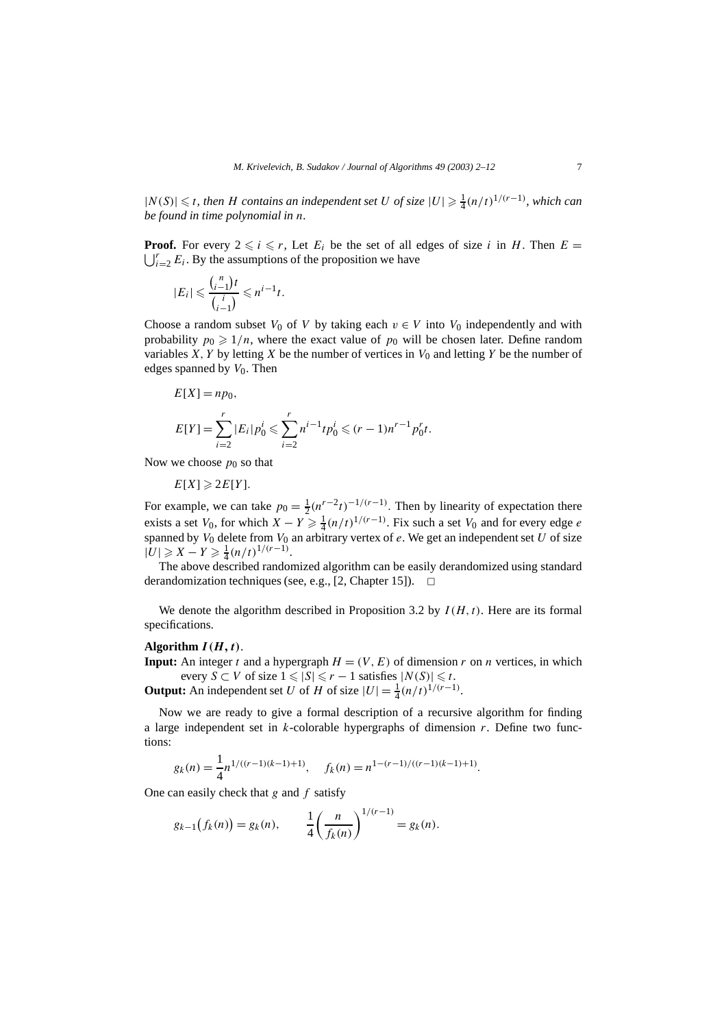*$|N(S)| \leqslant t$, then $H$ contains an independent set $U$ of size $|U| \geqslant \frac{1}{4}(n/t)^{1/(r-1)}$, which can be found in time polynomial in $n$.*

**Proof.** For every $2 \leqslant i \leqslant r$, Let $E_i$ be the set of all edges of size $i$ in $H$. Then $E = \bigcup_{i=2}^{r} E_i$. By the assumptions of the proposition we have

$$|E_i| \leqslant \frac{\binom{n}{i-1}t}{\binom{i}{i-1}} \leqslant n^{i-1}t.$$

Choose a random subset $V_0$ of $V$ by taking each $v \in V$ into $V_0$ independently and with probability $p_0 \geqslant 1/n$, where the exact value of $p_0$ will be chosen later. Define random variables $X, Y$ by letting $X$ be the number of vertices in $V_0$ and letting $Y$ be the number of edges spanned by $V_0$. Then

$$E[X] = np_0,$$

$$E[Y] = \sum_{i=2}^{r} |E_i| p_0^i \leqslant \sum_{i=2}^{r} n^{i-1} t p_0^i \leqslant (r-1) n^{r-1} p_0^r t.$$

Now we choose $p_0$ so that

$$E[X] \geqslant 2E[Y].$$

For example, we can take $p_0 = \frac{1}{2}(n^{r-2}t)^{-1/(r-1)}$. Then by linearity of expectation there exists a set $V_0$, for which $X - Y \geqslant \frac{1}{4}(n/t)^{1/(r-1)}$. Fix such a set $V_0$ and for every edge $e$ spanned by $V_0$ delete from $V_0$ an arbitrary vertex of $e$. We get an independent set $U$ of size $|U| \geqslant X - Y \geqslant \frac{1}{4}(n/t)^{1/(r-1)}$.

The above described randomized algorithm can be easily derandomized using standard derandomization techniques (see, e.g., [2, Chapter 15]). □

We denote the algorithm described in Proposition 3.2 by $I(H, t)$. Here are its formal specifications.

**Algorithm $I(H, t)$.**

**Input:** An integer $t$ and a hypergraph $H = (V, E)$ of dimension $r$ on $n$ vertices, in which every $S \subset V$ of size $1 \leqslant |S| \leqslant r - 1$ satisfies $|N(S)| \leqslant t$.

**Output:** An independent set $U$ of $H$ of size $|U| = \frac{1}{4}(n/t)^{1/(r-1)}$.

Now we are ready to give a formal description of a recursive algorithm for finding a large independent set in $k$-colorable hypergraphs of dimension $r$. Define two functions:

$$g_k(n) = \frac{1}{4} n^{1/((r-1)(k-1)+1)}, \quad f_k(n) = n^{1-(r-1)/((r-1)(k-1)+1)}.$$

One can easily check that $g$ and $f$ satisfy

$$g_{k-1}\big(f_k(n)\big) = g_k(n), \qquad \frac{1}{4}\left(\frac{n}{f_k(n)}\right)^{1/(r-1)} = g_k(n).$$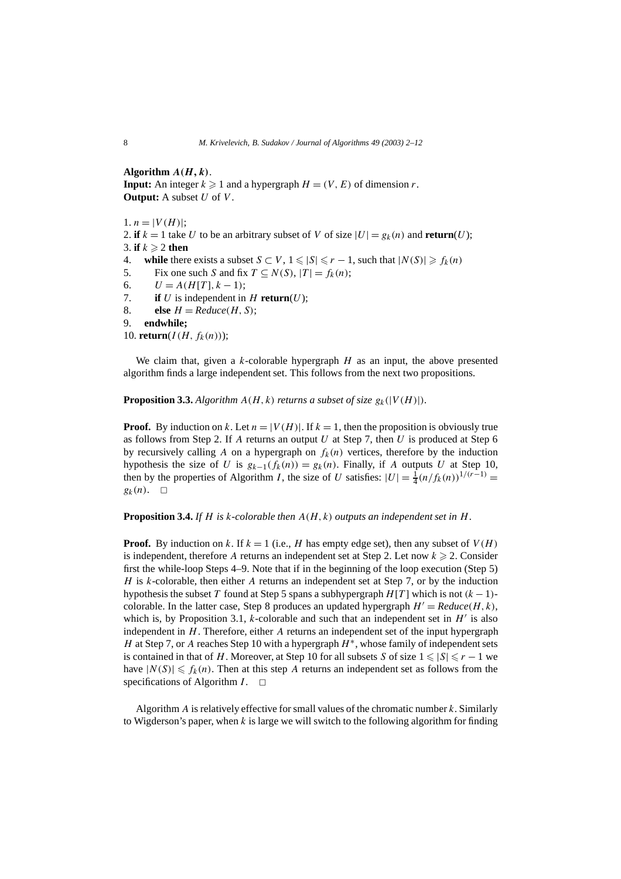**Algorithm $A(H, k)$.**
**Input:** An integer $k \geqslant 1$ and a hypergraph $H = (V, E)$ of dimension $r$.
**Output:** A subset $U$ of $V$.

1. $n = |V(H)|$;
2. **if** $k = 1$ take $U$ to be an arbitrary subset of $V$ of size $|U| = g_k(n)$ and **return**($U$);
3. **if** $k \geqslant 2$ **then**
4. **while** there exists a subset $S \subset V$, $1 \leqslant |S| \leqslant r - 1$, such that $|N(S)| \geqslant f_k(n)$
5. Fix one such $S$ and fix $T \subseteq N(S)$, $|T| = f_k(n)$;
6. $U = A(H[T], k - 1)$;
7. **if** $U$ is independent in $H$ **return**($U$);
8. **else** $H = \mathit{Reduce}(H, S)$;
9. **endwhile;**
10. **return**($I(H, f_k(n))$);

We claim that, given a $k$-colorable hypergraph $H$ as an input, the above presented algorithm finds a large independent set. This follows from the next two propositions.

**Proposition 3.3.** *Algorithm $A(H, k)$ returns a subset of size $g_k(|V(H)|)$.*

**Proof.** By induction on $k$. Let $n = |V(H)|$. If $k = 1$, then the proposition is obviously true as follows from Step 2. If $A$ returns an output $U$ at Step 7, then $U$ is produced at Step 6 by recursively calling $A$ on a hypergraph on $f_k(n)$ vertices, therefore by the induction hypothesis the size of $U$ is $g_{k-1}(f_k(n)) = g_k(n)$. Finally, if $A$ outputs $U$ at Step 10, then by the properties of Algorithm $I$, the size of $U$ satisfies: $|U| = \frac{1}{4}(n/f_k(n))^{1/(r-1)} = g_k(n)$. $\square$

**Proposition 3.4.** *If $H$ is $k$-colorable then $A(H, k)$ outputs an independent set in $H$.*

**Proof.** By induction on $k$. If $k = 1$ (i.e., $H$ has empty edge set), then any subset of $V(H)$ is independent, therefore $A$ returns an independent set at Step 2. Let now $k \geqslant 2$. Consider first the while-loop Steps 4–9. Note that if in the beginning of the loop execution (Step 5) $H$ is $k$-colorable, then either $A$ returns an independent set at Step 7, or by the induction hypothesis the subset $T$ found at Step 5 spans a subhypergraph $H[T]$ which is not $(k-1)$-colorable. In the latter case, Step 8 produces an updated hypergraph $H' = \mathit{Reduce}(H, k)$, which is, by Proposition 3.1, $k$-colorable and such that an independent set in $H'$ is also independent in $H$. Therefore, either $A$ returns an independent set of the input hypergraph $H$ at Step 7, or $A$ reaches Step 10 with a hypergraph $H^*$, whose family of independent sets is contained in that of $H$. Moreover, at Step 10 for all subsets $S$ of size $1 \leqslant |S| \leqslant r - 1$ we have $|N(S)| \leqslant f_k(n)$. Then at this step $A$ returns an independent set as follows from the specifications of Algorithm $I$. $\square$

Algorithm $A$ is relatively effective for small values of the chromatic number $k$. Similarly to Wigderson's paper, when $k$ is large we will switch to the following algorithm for finding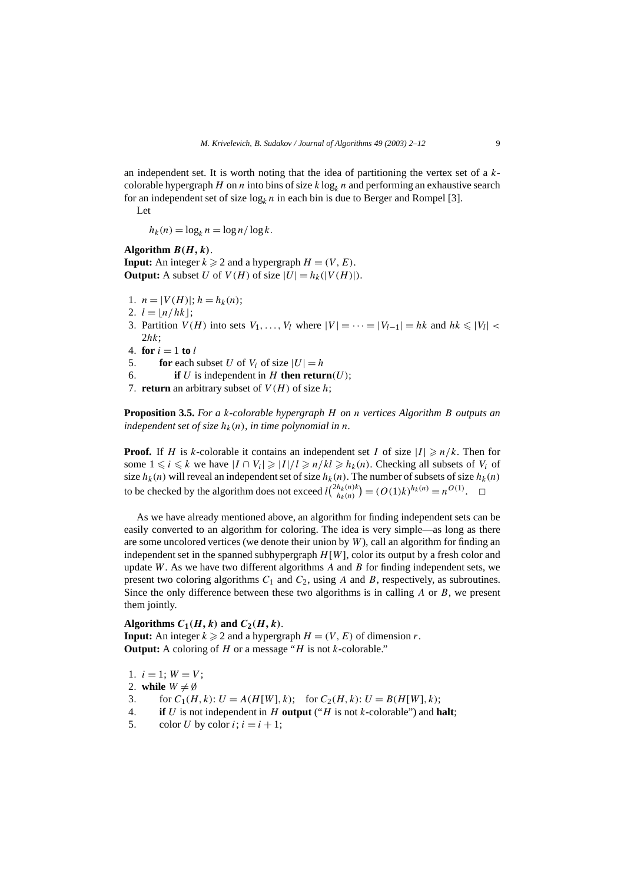an independent set. It is worth noting that the idea of partitioning the vertex set of a $k$-colorable hypergraph $H$ on $n$ into bins of size $k \log_k n$ and performing an exhaustive search for an independent set of size $\log_k n$ in each bin is due to Berger and Rompel [3].

Let

$$h_k(n) = \log_k n = \log n / \log k.$$

**Algorithm $B(H, k)$.**
**Input:** An integer $k \geqslant 2$ and a hypergraph $H = (V, E)$.
**Output:** A subset $U$ of $V(H)$ of size $|U| = h_k(|V(H)|)$.

1. $n = |V(H)|$; $h = h_k(n)$;
2. $l = \lfloor n/hk \rfloor$;
3. Partition $V(H)$ into sets $V_1, \ldots, V_l$ where $|V| = \cdots = |V_{l-1}| = hk$ and $hk \leqslant |V_l| < 2hk$;
4. **for** $i = 1$ **to** $l$
5. &nbsp;&nbsp;&nbsp;&nbsp;**for** each subset $U$ of $V_i$ of size $|U| = h$
6. &nbsp;&nbsp;&nbsp;&nbsp;&nbsp;&nbsp;&nbsp;&nbsp;**if** $U$ is independent in $H$ **then return**$(U)$;
7. **return** an arbitrary subset of $V(H)$ of size $h$;

**Proposition 3.5.** *For a $k$-colorable hypergraph $H$ on $n$ vertices Algorithm $B$ outputs an independent set of size $h_k(n)$, in time polynomial in $n$.*

**Proof.** If $H$ is $k$-colorable it contains an independent set $I$ of size $|I| \geqslant n/k$. Then for some $1 \leqslant i \leqslant k$ we have $|I \cap V_i| \geqslant |I|/l \geqslant n/kl \geqslant h_k(n)$. Checking all subsets of $V_i$ of size $h_k(n)$ will reveal an independent set of size $h_k(n)$. The number of subsets of size $h_k(n)$ to be checked by the algorithm does not exceed $l\binom{2h_k(n)k}{h_k(n)} = (O(1)k)^{h_k(n)} = n^{O(1)}$. □

As we have already mentioned above, an algorithm for finding independent sets can be easily converted to an algorithm for coloring. The idea is very simple—as long as there are some uncolored vertices (we denote their union by $W$), call an algorithm for finding an independent set in the spanned subhypergraph $H[W]$, color its output by a fresh color and update $W$. As we have two different algorithms $A$ and $B$ for finding independent sets, we present two coloring algorithms $C_1$ and $C_2$, using $A$ and $B$, respectively, as subroutines. Since the only difference between these two algorithms is in calling $A$ or $B$, we present them jointly.

**Algorithms $C_1(H, k)$ and $C_2(H, k)$.**
**Input:** An integer $k \geqslant 2$ and a hypergraph $H = (V, E)$ of dimension $r$.
**Output:** A coloring of $H$ or a message "$H$ is not $k$-colorable."

1. $i = 1$; $W = V$;
2. **while** $W \neq \emptyset$
3. &nbsp;&nbsp;&nbsp;&nbsp;for $C_1(H, k)$: $U = A(H[W], k)$; &nbsp;&nbsp;for $C_2(H, k)$: $U = B(H[W], k)$;
4. &nbsp;&nbsp;&nbsp;&nbsp;**if** $U$ is not independent in $H$ **output** ("$H$ is not $k$-colorable") and **halt**;
5. &nbsp;&nbsp;&nbsp;&nbsp;color $U$ by color $i$; $i = i + 1$;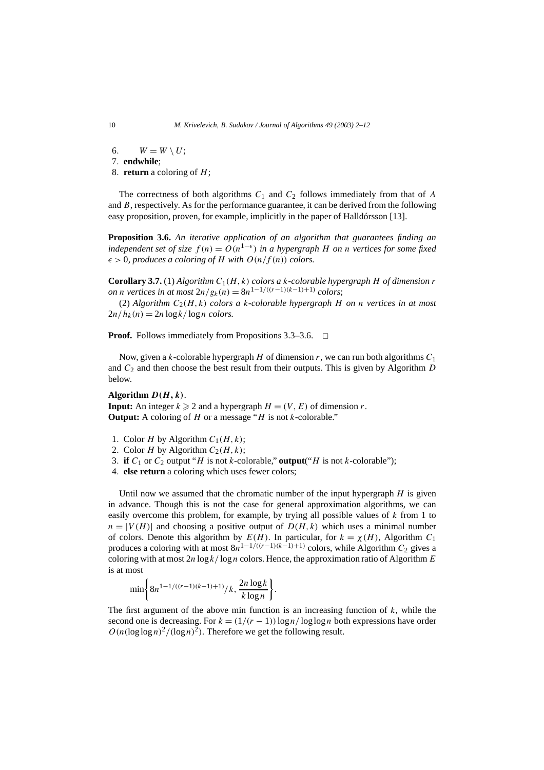6.  $W = W \setminus U$;
7. **endwhile**;
8. **return** a coloring of $H$;

The correctness of both algorithms $C_1$ and $C_2$ follows immediately from that of $A$ and $B$, respectively. As for the performance guarantee, it can be derived from the following easy proposition, proven, for example, implicitly in the paper of Halldórsson [13].

**Proposition 3.6.** *An iterative application of an algorithm that guarantees finding an independent set of size $f(n) = O(n^{1-\epsilon})$ in a hypergraph $H$ on $n$ vertices for some fixed $\epsilon > 0$, produces a coloring of $H$ with $O(n/f(n))$ colors.*

**Corollary 3.7.** (1) *Algorithm $C_1(H, k)$ colors a $k$-colorable hypergraph $H$ of dimension $r$ on $n$ vertices in at most $2n/g_k(n) = 8n^{1-1/((r-1)(k-1)+1)}$ colors*;

(2) *Algorithm $C_2(H, k)$ colors a $k$-colorable hypergraph $H$ on $n$ vertices in at most $2n/h_k(n) = 2n \log k/ \log n$ colors.*

**Proof.** Follows immediately from Propositions 3.3–3.6. □

Now, given a $k$-colorable hypergraph $H$ of dimension $r$, we can run both algorithms $C_1$ and $C_2$ and then choose the best result from their outputs. This is given by Algorithm $D$ below.

**Algorithm $D(H, k)$.**
**Input:** An integer $k \geqslant 2$ and a hypergraph $H = (V, E)$ of dimension $r$.
**Output:** A coloring of $H$ or a message "$H$ is not $k$-colorable."

1. Color $H$ by Algorithm $C_1(H, k)$;
2. Color $H$ by Algorithm $C_2(H, k)$;
3. **if** $C_1$ or $C_2$ output "$H$ is not $k$-colorable," **output**("$H$ is not $k$-colorable");
4. **else return** a coloring which uses fewer colors;

Until now we assumed that the chromatic number of the input hypergraph $H$ is given in advance. Though this is not the case for general approximation algorithms, we can easily overcome this problem, for example, by trying all possible values of $k$ from 1 to $n = |V(H)|$ and choosing a positive output of $D(H, k)$ which uses a minimal number of colors. Denote this algorithm by $E(H)$. In particular, for $k = \chi(H)$, Algorithm $C_1$ produces a coloring with at most $8n^{1-1/((r-1)(k-1)+1)}$ colors, while Algorithm $C_2$ gives a coloring with at most $2n \log k/ \log n$ colors. Hence, the approximation ratio of Algorithm $E$ is at most

$$\min\left\{8n^{1-1/((r-1)(k-1)+1)}/k, \frac{2n \log k}{k \log n}\right\}.$$

The first argument of the above min function is an increasing function of $k$, while the second one is decreasing. For $k = (1/(r-1)) \log n/ \log \log n$ both expressions have order $O(n(\log \log n)^2/(\log n)^2)$. Therefore we get the following result.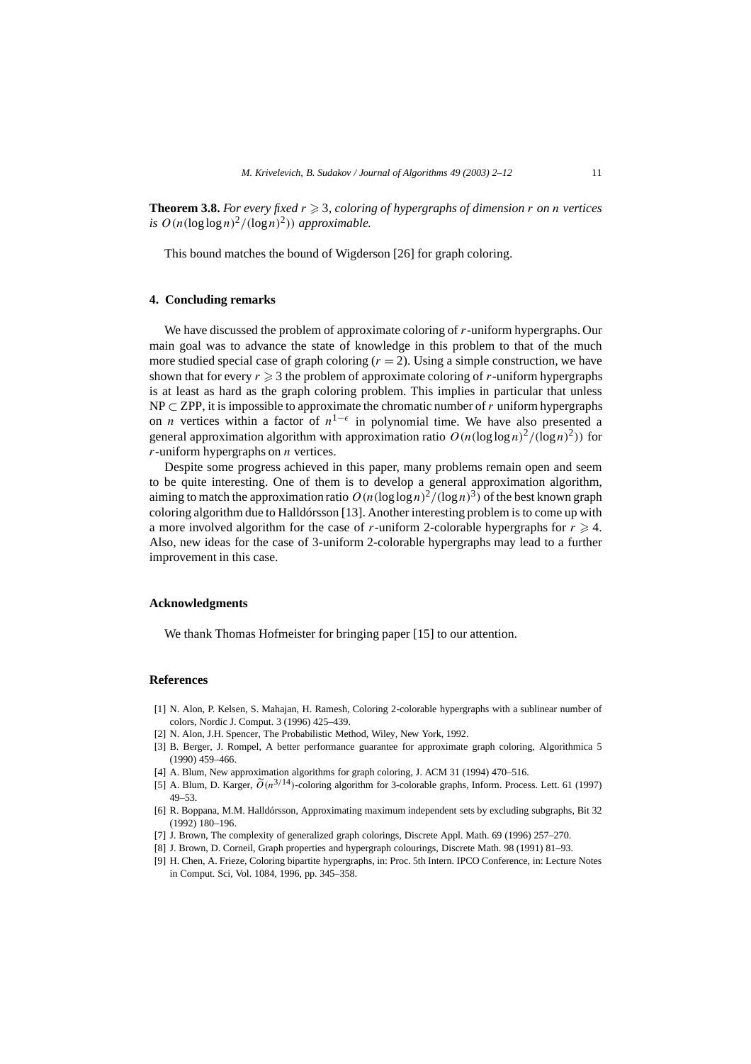**Theorem 3.8.** *For every fixed $r \geqslant 3$, coloring of hypergraphs of dimension $r$ on $n$ vertices is $O(n(\log\log n)^2/(\log n)^2))$ approximable.*

This bound matches the bound of Wigderson [26] for graph coloring.

## 4. Concluding remarks

We have discussed the problem of approximate coloring of $r$-uniform hypergraphs. Our main goal was to advance the state of knowledge in this problem to that of the much more studied special case of graph coloring ($r = 2$). Using a simple construction, we have shown that for every $r \geqslant 3$ the problem of approximate coloring of $r$-uniform hypergraphs is at least as hard as the graph coloring problem. This implies in particular that unless $\mathrm{NP} \subset \mathrm{ZPP}$, it is impossible to approximate the chromatic number of $r$ uniform hypergraphs on $n$ vertices within a factor of $n^{1-\epsilon}$ in polynomial time. We have also presented a general approximation algorithm with approximation ratio $O(n(\log\log n)^2/(\log n)^2))$ for $r$-uniform hypergraphs on $n$ vertices.

Despite some progress achieved in this paper, many problems remain open and seem to be quite interesting. One of them is to develop a general approximation algorithm, aiming to match the approximation ratio $O(n(\log\log n)^2/(\log n)^3)$ of the best known graph coloring algorithm due to Halldórsson [13]. Another interesting problem is to come up with a more involved algorithm for the case of $r$-uniform 2-colorable hypergraphs for $r \geqslant 4$. Also, new ideas for the case of 3-uniform 2-colorable hypergraphs may lead to a further improvement in this case.

## Acknowledgments

We thank Thomas Hofmeister for bringing paper [15] to our attention.

## References

[1] N. Alon, P. Kelsen, S. Mahajan, H. Ramesh, Coloring 2-colorable hypergraphs with a sublinear number of colors, Nordic J. Comput. 3 (1996) 425–439.

[2] N. Alon, J.H. Spencer, The Probabilistic Method, Wiley, New York, 1992.

[3] B. Berger, J. Rompel, A better performance guarantee for approximate graph coloring, Algorithmica 5 (1990) 459–466.

[4] A. Blum, New approximation algorithms for graph coloring, J. ACM 31 (1994) 470–516.

[5] A. Blum, D. Karger, $\widetilde{O}(n^{3/14})$-coloring algorithm for 3-colorable graphs, Inform. Process. Lett. 61 (1997) 49–53.

[6] R. Boppana, M.M. Halldórsson, Approximating maximum independent sets by excluding subgraphs, Bit 32 (1992) 180–196.

[7] J. Brown, The complexity of generalized graph colorings, Discrete Appl. Math. 69 (1996) 257–270.

[8] J. Brown, D. Corneil, Graph properties and hypergraph colourings, Discrete Math. 98 (1991) 81–93.

[9] H. Chen, A. Frieze, Coloring bipartite hypergraphs, in: Proc. 5th Intern. IPCO Conference, in: Lecture Notes in Comput. Sci, Vol. 1084, 1996, pp. 345–358.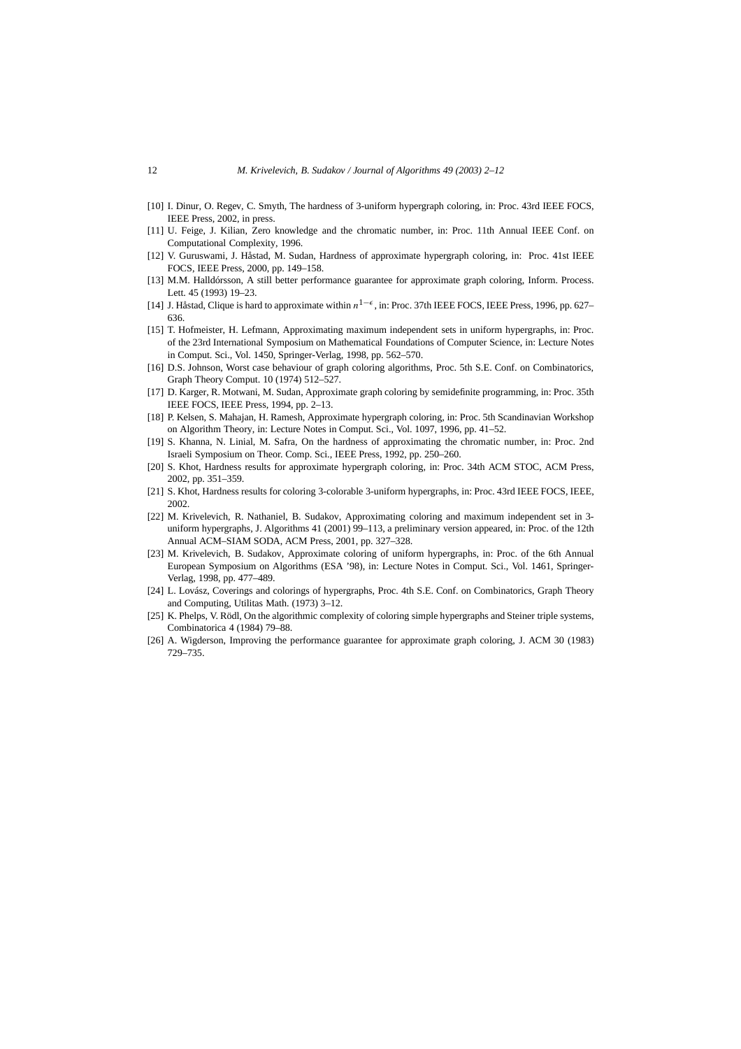[10] I. Dinur, O. Regev, C. Smyth, The hardness of 3-uniform hypergraph coloring, in: Proc. 43rd IEEE FOCS, IEEE Press, 2002, in press.

[11] U. Feige, J. Kilian, Zero knowledge and the chromatic number, in: Proc. 11th Annual IEEE Conf. on Computational Complexity, 1996.

[12] V. Guruswami, J. Håstad, M. Sudan, Hardness of approximate hypergraph coloring, in: Proc. 41st IEEE FOCS, IEEE Press, 2000, pp. 149–158.

[13] M.M. Halldórsson, A still better performance guarantee for approximate graph coloring, Inform. Process. Lett. 45 (1993) 19–23.

[14] J. Håstad, Clique is hard to approximate within $n^{1-\epsilon}$, in: Proc. 37th IEEE FOCS, IEEE Press, 1996, pp. 627–636.

[15] T. Hofmeister, H. Lefmann, Approximating maximum independent sets in uniform hypergraphs, in: Proc. of the 23rd International Symposium on Mathematical Foundations of Computer Science, in: Lecture Notes in Comput. Sci., Vol. 1450, Springer-Verlag, 1998, pp. 562–570.

[16] D.S. Johnson, Worst case behaviour of graph coloring algorithms, Proc. 5th S.E. Conf. on Combinatorics, Graph Theory Comput. 10 (1974) 512–527.

[17] D. Karger, R. Motwani, M. Sudan, Approximate graph coloring by semidefinite programming, in: Proc. 35th IEEE FOCS, IEEE Press, 1994, pp. 2–13.

[18] P. Kelsen, S. Mahajan, H. Ramesh, Approximate hypergraph coloring, in: Proc. 5th Scandinavian Workshop on Algorithm Theory, in: Lecture Notes in Comput. Sci., Vol. 1097, 1996, pp. 41–52.

[19] S. Khanna, N. Linial, M. Safra, On the hardness of approximating the chromatic number, in: Proc. 2nd Israeli Symposium on Theor. Comp. Sci., IEEE Press, 1992, pp. 250–260.

[20] S. Khot, Hardness results for approximate hypergraph coloring, in: Proc. 34th ACM STOC, ACM Press, 2002, pp. 351–359.

[21] S. Khot, Hardness results for coloring 3-colorable 3-uniform hypergraphs, in: Proc. 43rd IEEE FOCS, IEEE, 2002.

[22] M. Krivelevich, R. Nathaniel, B. Sudakov, Approximating coloring and maximum independent set in 3-uniform hypergraphs, J. Algorithms 41 (2001) 99–113, a preliminary version appeared, in: Proc. of the 12th Annual ACM–SIAM SODA, ACM Press, 2001, pp. 327–328.

[23] M. Krivelevich, B. Sudakov, Approximate coloring of uniform hypergraphs, in: Proc. of the 6th Annual European Symposium on Algorithms (ESA '98), in: Lecture Notes in Comput. Sci., Vol. 1461, Springer-Verlag, 1998, pp. 477–489.

[24] L. Lovász, Coverings and colorings of hypergraphs, Proc. 4th S.E. Conf. on Combinatorics, Graph Theory and Computing, Utilitas Math. (1973) 3–12.

[25] K. Phelps, V. Rödl, On the algorithmic complexity of coloring simple hypergraphs and Steiner triple systems, Combinatorica 4 (1984) 79–88.

[26] A. Wigderson, Improving the performance guarantee for approximate graph coloring, J. ACM 30 (1983) 729–735.